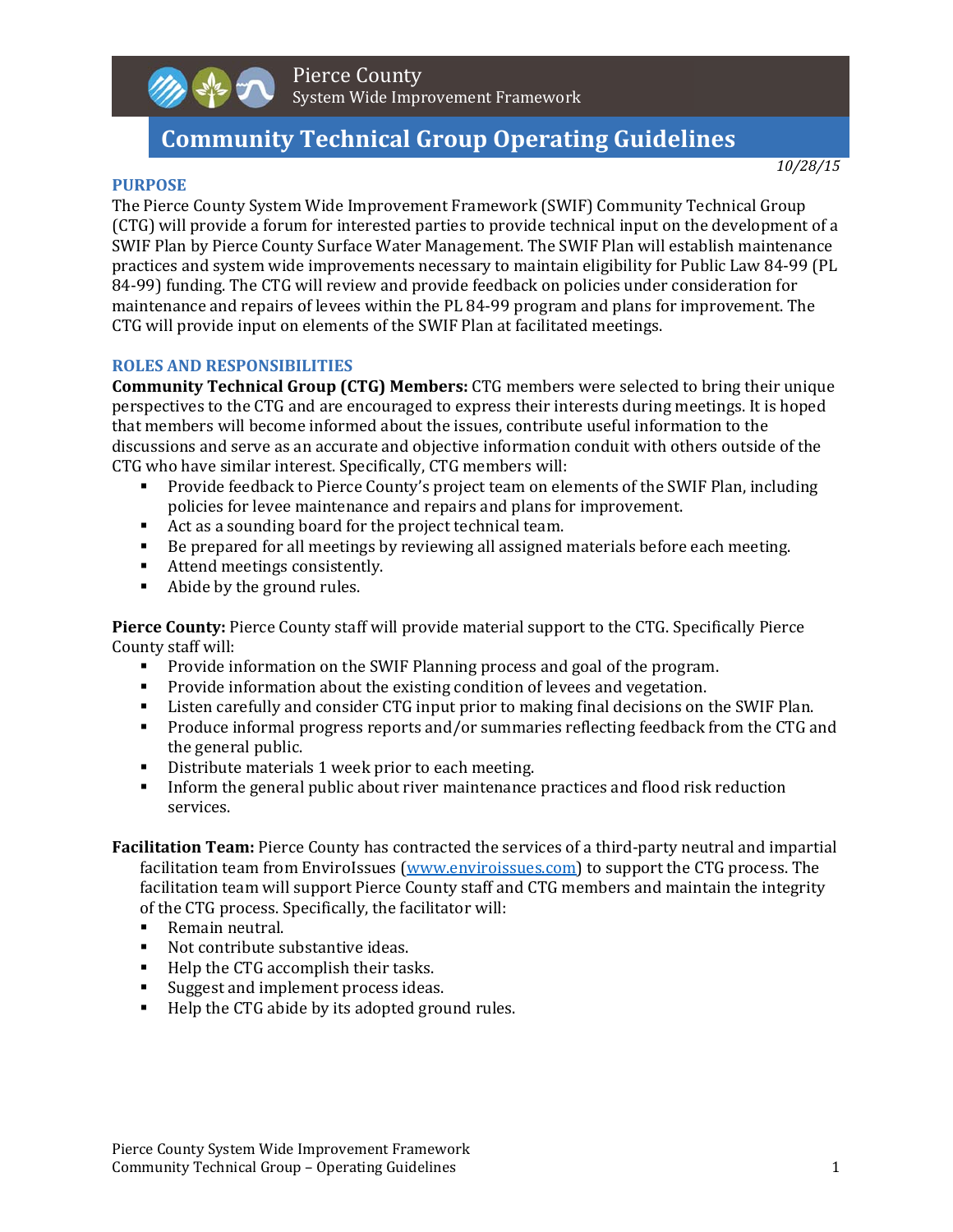Pierce County
System Wide Improvement Framework

# Community Technical Group Operating Guidelines

*10/28/15*

## PURPOSE

The Pierce County System Wide Improvement Framework (SWIF) Community Technical Group (CTG) will provide a forum for interested parties to provide technical input on the development of a SWIF Plan by Pierce County Surface Water Management. The SWIF Plan will establish maintenance practices and system wide improvements necessary to maintain eligibility for Public Law 84-99 (PL 84-99) funding. The CTG will review and provide feedback on policies under consideration for maintenance and repairs of levees within the PL 84-99 program and plans for improvement. The CTG will provide input on elements of the SWIF Plan at facilitated meetings.

## ROLES AND RESPONSIBILITIES

**Community Technical Group (CTG) Members:** CTG members were selected to bring their unique perspectives to the CTG and are encouraged to express their interests during meetings. It is hoped that members will become informed about the issues, contribute useful information to the discussions and serve as an accurate and objective information conduit with others outside of the CTG who have similar interest. Specifically, CTG members will:

- Provide feedback to Pierce County's project team on elements of the SWIF Plan, including policies for levee maintenance and repairs and plans for improvement.
- Act as a sounding board for the project technical team.
- Be prepared for all meetings by reviewing all assigned materials before each meeting.
- Attend meetings consistently.
- Abide by the ground rules.

**Pierce County:** Pierce County staff will provide material support to the CTG. Specifically Pierce County staff will:

- Provide information on the SWIF Planning process and goal of the program.
- Provide information about the existing condition of levees and vegetation.
- Listen carefully and consider CTG input prior to making final decisions on the SWIF Plan.
- Produce informal progress reports and/or summaries reflecting feedback from the CTG and the general public.
- Distribute materials 1 week prior to each meeting.
- Inform the general public about river maintenance practices and flood risk reduction services.

**Facilitation Team:** Pierce County has contracted the services of a third-party neutral and impartial facilitation team from EnviroIssues ([www.enviroissues.com](www.enviroissues.com)) to support the CTG process. The facilitation team will support Pierce County staff and CTG members and maintain the integrity of the CTG process. Specifically, the facilitator will:

- Remain neutral.
- Not contribute substantive ideas.
- Help the CTG accomplish their tasks.
- Suggest and implement process ideas.
- Help the CTG abide by its adopted ground rules.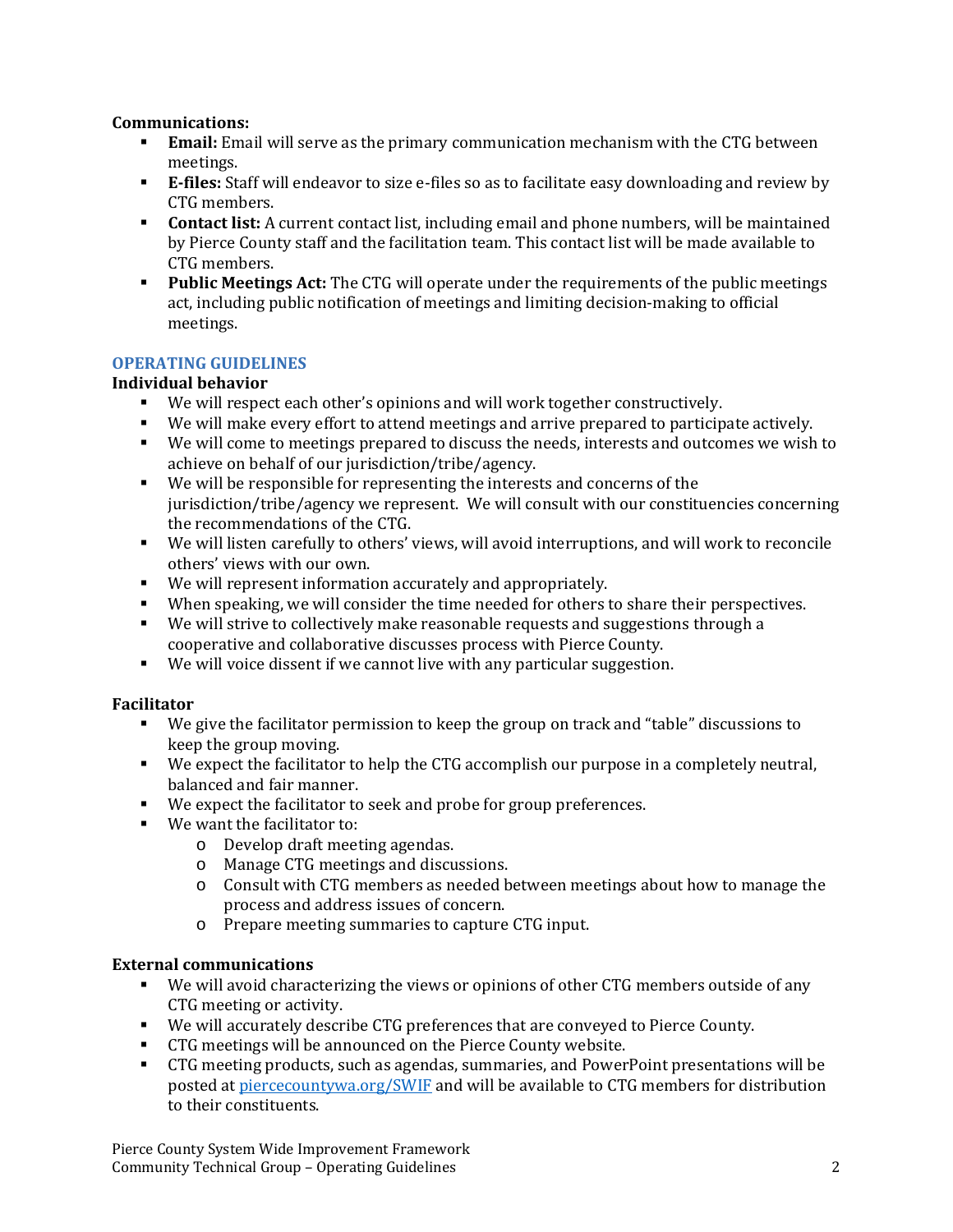**Communications:**

- **Email:** Email will serve as the primary communication mechanism with the CTG between meetings.
- **E-files:** Staff will endeavor to size e-files so as to facilitate easy downloading and review by CTG members.
- **Contact list:** A current contact list, including email and phone numbers, will be maintained by Pierce County staff and the facilitation team. This contact list will be made available to CTG members.
- **Public Meetings Act:** The CTG will operate under the requirements of the public meetings act, including public notification of meetings and limiting decision-making to official meetings.

## OPERATING GUIDELINES

### Individual behavior

- We will respect each other's opinions and will work together constructively.
- We will make every effort to attend meetings and arrive prepared to participate actively.
- We will come to meetings prepared to discuss the needs, interests and outcomes we wish to achieve on behalf of our jurisdiction/tribe/agency.
- We will be responsible for representing the interests and concerns of the jurisdiction/tribe/agency we represent. We will consult with our constituencies concerning the recommendations of the CTG.
- We will listen carefully to others' views, will avoid interruptions, and will work to reconcile others' views with our own.
- We will represent information accurately and appropriately.
- When speaking, we will consider the time needed for others to share their perspectives.
- We will strive to collectively make reasonable requests and suggestions through a cooperative and collaborative discusses process with Pierce County.
- We will voice dissent if we cannot live with any particular suggestion.

### Facilitator

- We give the facilitator permission to keep the group on track and "table" discussions to keep the group moving.
- We expect the facilitator to help the CTG accomplish our purpose in a completely neutral, balanced and fair manner.
- We expect the facilitator to seek and probe for group preferences.
- We want the facilitator to:
  - Develop draft meeting agendas.
  - Manage CTG meetings and discussions.
  - Consult with CTG members as needed between meetings about how to manage the process and address issues of concern.
  - Prepare meeting summaries to capture CTG input.

### External communications

- We will avoid characterizing the views or opinions of other CTG members outside of any CTG meeting or activity.
- We will accurately describe CTG preferences that are conveyed to Pierce County.
- CTG meetings will be announced on the Pierce County website.
- CTG meeting products, such as agendas, summaries, and PowerPoint presentations will be posted at [piercecountywa.org/SWIF](piercecountywa.org/SWIF) and will be available to CTG members for distribution to their constituents.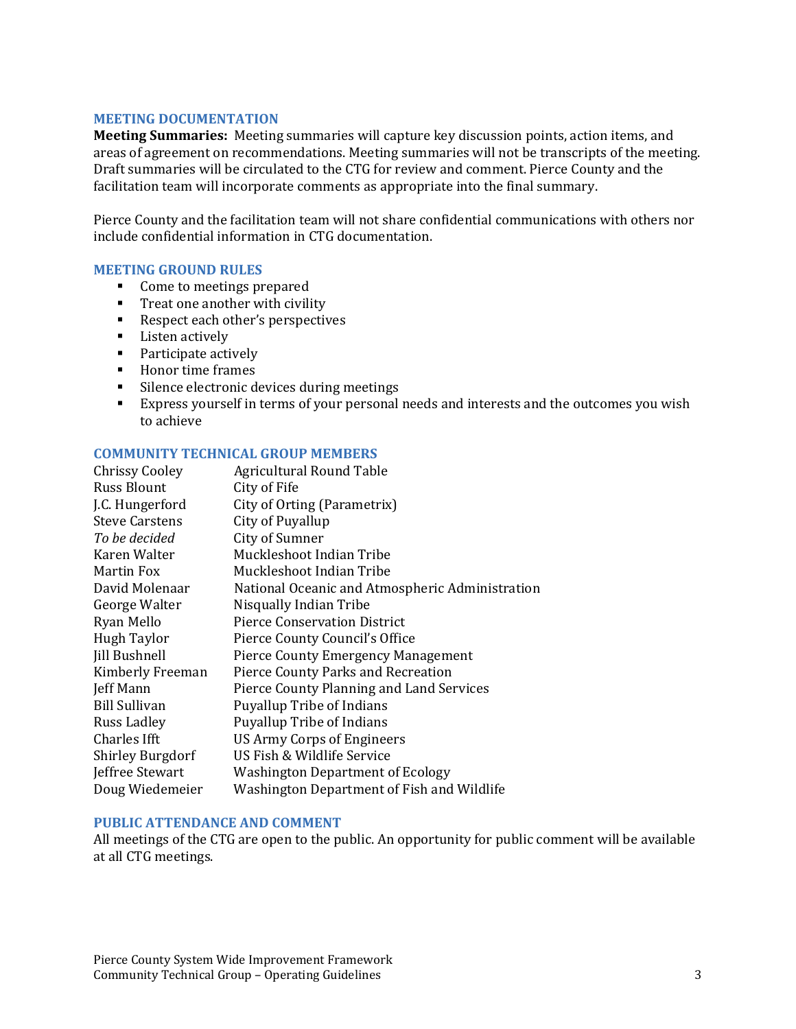## MEETING DOCUMENTATION

**Meeting Summaries:** Meeting summaries will capture key discussion points, action items, and areas of agreement on recommendations. Meeting summaries will not be transcripts of the meeting. Draft summaries will be circulated to the CTG for review and comment. Pierce County and the facilitation team will incorporate comments as appropriate into the final summary.

Pierce County and the facilitation team will not share confidential communications with others nor include confidential information in CTG documentation.

## MEETING GROUND RULES

- Come to meetings prepared
- Treat one another with civility
- Respect each other's perspectives
- Listen actively
- Participate actively
- Honor time frames
- Silence electronic devices during meetings
- Express yourself in terms of your personal needs and interests and the outcomes you wish to achieve

## COMMUNITY TECHNICAL GROUP MEMBERS

| | |
|---|---|
| Chrissy Cooley | Agricultural Round Table |
| Russ Blount | City of Fife |
| J.C. Hungerford | City of Orting (Parametrix) |
| Steve Carstens | City of Puyallup |
| *To be decided* | City of Sumner |
| Karen Walter | Muckleshoot Indian Tribe |
| Martin Fox | Muckleshoot Indian Tribe |
| David Molenaar | National Oceanic and Atmospheric Administration |
| George Walter | Nisqually Indian Tribe |
| Ryan Mello | Pierce Conservation District |
| Hugh Taylor | Pierce County Council's Office |
| Jill Bushnell | Pierce County Emergency Management |
| Kimberly Freeman | Pierce County Parks and Recreation |
| Jeff Mann | Pierce County Planning and Land Services |
| Bill Sullivan | Puyallup Tribe of Indians |
| Russ Ladley | Puyallup Tribe of Indians |
| Charles Ifft | US Army Corps of Engineers |
| Shirley Burgdorf | US Fish & Wildlife Service |
| Jeffree Stewart | Washington Department of Ecology |
| Doug Wiedemeier | Washington Department of Fish and Wildlife |

## PUBLIC ATTENDANCE AND COMMENT

All meetings of the CTG are open to the public. An opportunity for public comment will be available at all CTG meetings.